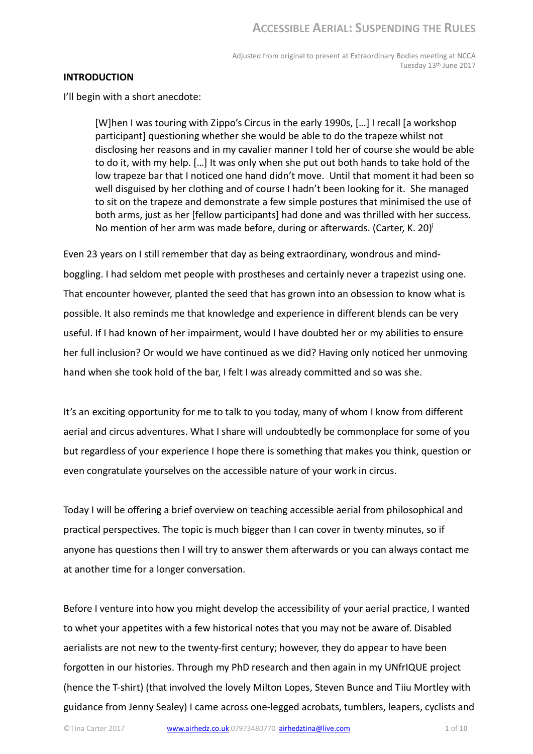# ACCESSIBLE AERIAL: SUSPENDING THE RULES

Adjusted from original to present at Extraordinary Bodies meeting at NCCA
Tuesday 13th June 2017

## INTRODUCTION

I'll begin with a short anecdote:

> [W]hen I was touring with Zippo's Circus in the early 1990s, […] I recall [a workshop participant] questioning whether she would be able to do the trapeze whilst not disclosing her reasons and in my cavalier manner I told her of course she would be able to do it, with my help. […] It was only when she put out both hands to take hold of the low trapeze bar that I noticed one hand didn't move. Until that moment it had been so well disguised by her clothing and of course I hadn't been looking for it. She managed to sit on the trapeze and demonstrate a few simple postures that minimised the use of both arms, just as her [fellow participants] had done and was thrilled with her success. No mention of her arm was made before, during or afterwards. (Carter, K. 20)[i]

Even 23 years on I still remember that day as being extraordinary, wondrous and mind-boggling. I had seldom met people with prostheses and certainly never a trapezist using one. That encounter however, planted the seed that has grown into an obsession to know what is possible. It also reminds me that knowledge and experience in different blends can be very useful. If I had known of her impairment, would I have doubted her or my abilities to ensure her full inclusion? Or would we have continued as we did? Having only noticed her unmoving hand when she took hold of the bar, I felt I was already committed and so was she.

It's an exciting opportunity for me to talk to you today, many of whom I know from different aerial and circus adventures. What I share will undoubtedly be commonplace for some of you but regardless of your experience I hope there is something that makes you think, question or even congratulate yourselves on the accessible nature of your work in circus.

Today I will be offering a brief overview on teaching accessible aerial from philosophical and practical perspectives. The topic is much bigger than I can cover in twenty minutes, so if anyone has questions then I will try to answer them afterwards or you can always contact me at another time for a longer conversation.

Before I venture into how you might develop the accessibility of your aerial practice, I wanted to whet your appetites with a few historical notes that you may not be aware of. Disabled aerialists are not new to the twenty-first century; however, they do appear to have been forgotten in our histories. Through my PhD research and then again in my UNfrIQUE project (hence the T-shirt) (that involved the lovely Milton Lopes, Steven Bunce and Tiiu Mortley with guidance from Jenny Sealey) I came across one-legged acrobats, tumblers, leapers, cyclists and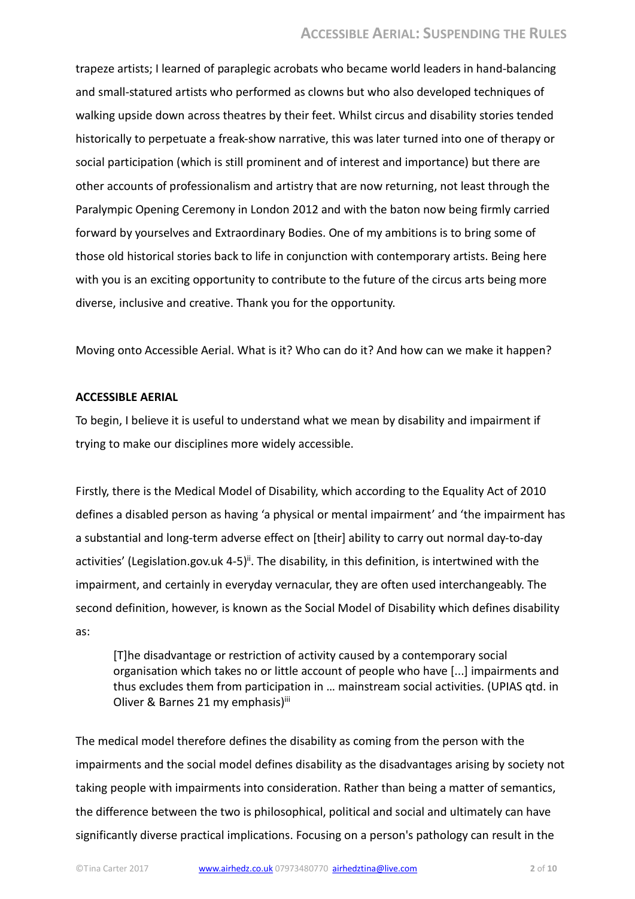trapeze artists; I learned of paraplegic acrobats who became world leaders in hand-balancing and small-statured artists who performed as clowns but who also developed techniques of walking upside down across theatres by their feet. Whilst circus and disability stories tended historically to perpetuate a freak-show narrative, this was later turned into one of therapy or social participation (which is still prominent and of interest and importance) but there are other accounts of professionalism and artistry that are now returning, not least through the Paralympic Opening Ceremony in London 2012 and with the baton now being firmly carried forward by yourselves and Extraordinary Bodies. One of my ambitions is to bring some of those old historical stories back to life in conjunction with contemporary artists. Being here with you is an exciting opportunity to contribute to the future of the circus arts being more diverse, inclusive and creative. Thank you for the opportunity.

Moving onto Accessible Aerial. What is it? Who can do it? And how can we make it happen?

**ACCESSIBLE AERIAL**

To begin, I believe it is useful to understand what we mean by disability and impairment if trying to make our disciplines more widely accessible.

Firstly, there is the Medical Model of Disability, which according to the Equality Act of 2010 defines a disabled person as having 'a physical or mental impairment' and 'the impairment has a substantial and long-term adverse effect on [their] ability to carry out normal day-to-day activities' (Legislation.gov.uk 4-5)[ii]. The disability, in this definition, is intertwined with the impairment, and certainly in everyday vernacular, they are often used interchangeably. The second definition, however, is known as the Social Model of Disability which defines disability as:

> [T]he disadvantage or restriction of activity caused by a contemporary social organisation which takes no or little account of people who have [...] impairments and thus excludes them from participation in … mainstream social activities. (UPIAS qtd. in Oliver & Barnes 21 my emphasis)[iii]

The medical model therefore defines the disability as coming from the person with the impairments and the social model defines disability as the disadvantages arising by society not taking people with impairments into consideration. Rather than being a matter of semantics, the difference between the two is philosophical, political and social and ultimately can have significantly diverse practical implications. Focusing on a person's pathology can result in the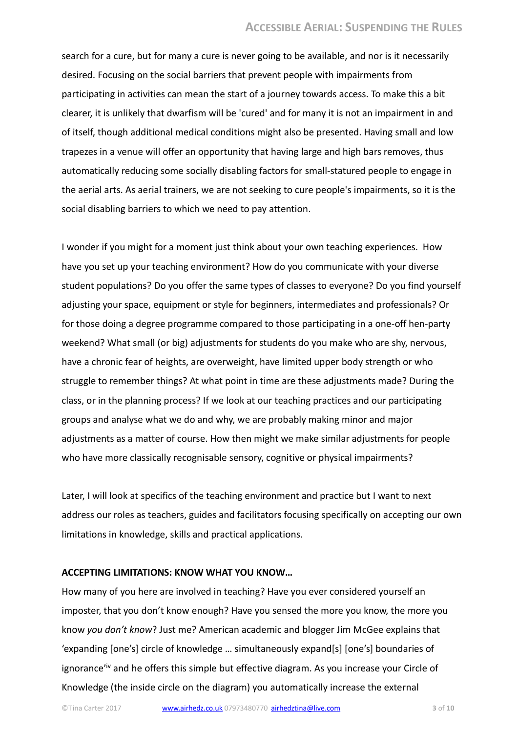search for a cure, but for many a cure is never going to be available, and nor is it necessarily desired. Focusing on the social barriers that prevent people with impairments from participating in activities can mean the start of a journey towards access. To make this a bit clearer, it is unlikely that dwarfism will be 'cured' and for many it is not an impairment in and of itself, though additional medical conditions might also be presented. Having small and low trapezes in a venue will offer an opportunity that having large and high bars removes, thus automatically reducing some socially disabling factors for small-statured people to engage in the aerial arts. As aerial trainers, we are not seeking to cure people's impairments, so it is the social disabling barriers to which we need to pay attention.

I wonder if you might for a moment just think about your own teaching experiences. How have you set up your teaching environment? How do you communicate with your diverse student populations? Do you offer the same types of classes to everyone? Do you find yourself adjusting your space, equipment or style for beginners, intermediates and professionals? Or for those doing a degree programme compared to those participating in a one-off hen-party weekend? What small (or big) adjustments for students do you make who are shy, nervous, have a chronic fear of heights, are overweight, have limited upper body strength or who struggle to remember things? At what point in time are these adjustments made? During the class, or in the planning process? If we look at our teaching practices and our participating groups and analyse what we do and why, we are probably making minor and major adjustments as a matter of course. How then might we make similar adjustments for people who have more classically recognisable sensory, cognitive or physical impairments?

Later, I will look at specifics of the teaching environment and practice but I want to next address our roles as teachers, guides and facilitators focusing specifically on accepting our own limitations in knowledge, skills and practical applications.

**ACCEPTING LIMITATIONS: KNOW WHAT YOU KNOW…**

How many of you here are involved in teaching? Have you ever considered yourself an imposter, that you don't know enough? Have you sensed the more you know, the more you know *you don't know*? Just me? American academic and blogger Jim McGee explains that 'expanding [one's] circle of knowledge … simultaneously expand[s] [one's] boundaries of ignorance'[iv] and he offers this simple but effective diagram. As you increase your Circle of Knowledge (the inside circle on the diagram) you automatically increase the external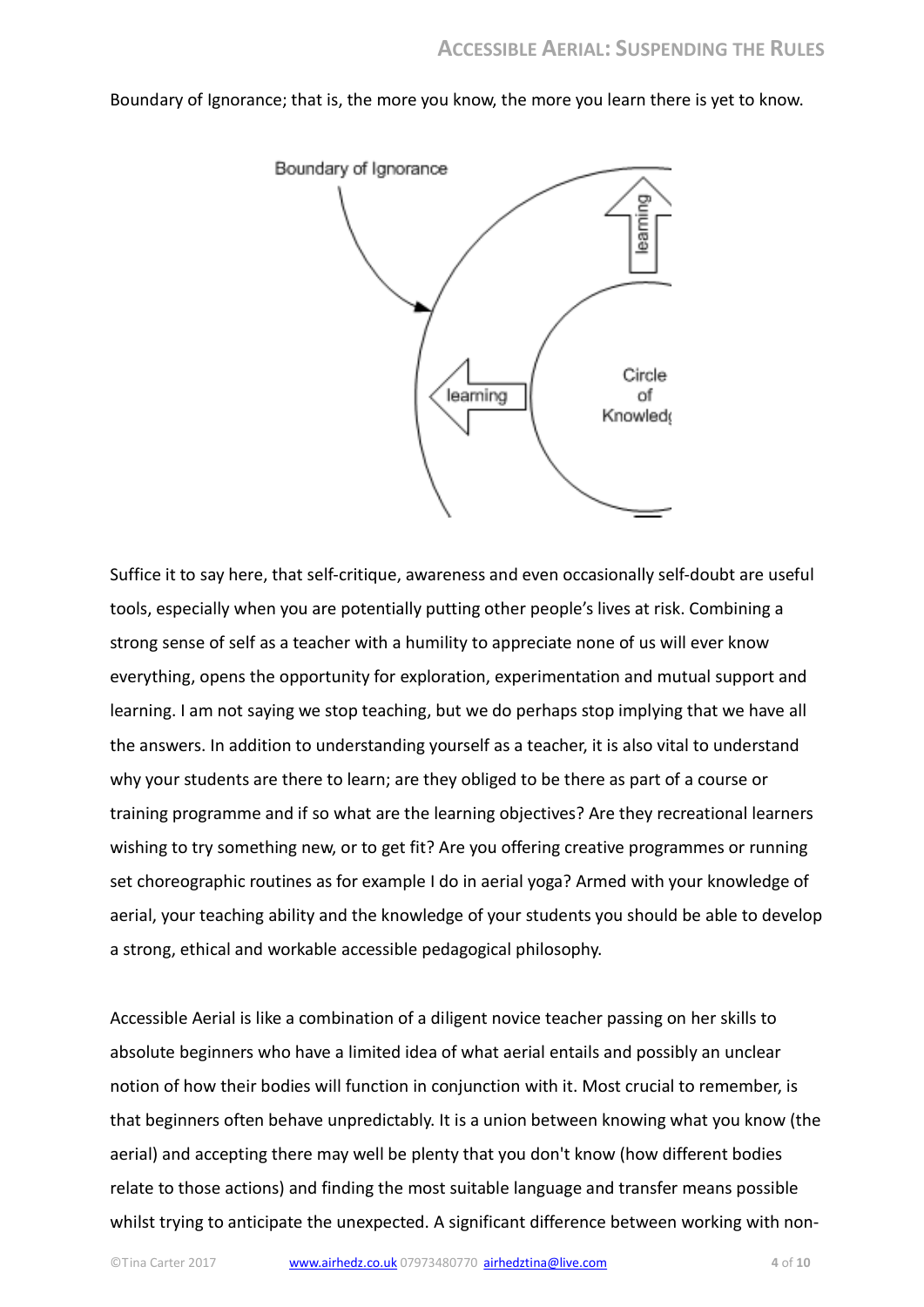Boundary of Ignorance; that is, the more you know, the more you learn there is yet to know.

Suffice it to say here, that self-critique, awareness and even occasionally self-doubt are useful tools, especially when you are potentially putting other people's lives at risk. Combining a strong sense of self as a teacher with a humility to appreciate none of us will ever know everything, opens the opportunity for exploration, experimentation and mutual support and learning. I am not saying we stop teaching, but we do perhaps stop implying that we have all the answers. In addition to understanding yourself as a teacher, it is also vital to understand why your students are there to learn; are they obliged to be there as part of a course or training programme and if so what are the learning objectives? Are they recreational learners wishing to try something new, or to get fit? Are you offering creative programmes or running set choreographic routines as for example I do in aerial yoga? Armed with your knowledge of aerial, your teaching ability and the knowledge of your students you should be able to develop a strong, ethical and workable accessible pedagogical philosophy.

Accessible Aerial is like a combination of a diligent novice teacher passing on her skills to absolute beginners who have a limited idea of what aerial entails and possibly an unclear notion of how their bodies will function in conjunction with it. Most crucial to remember, is that beginners often behave unpredictably. It is a union between knowing what you know (the aerial) and accepting there may well be plenty that you don't know (how different bodies relate to those actions) and finding the most suitable language and transfer means possible whilst trying to anticipate the unexpected. A significant difference between working with non-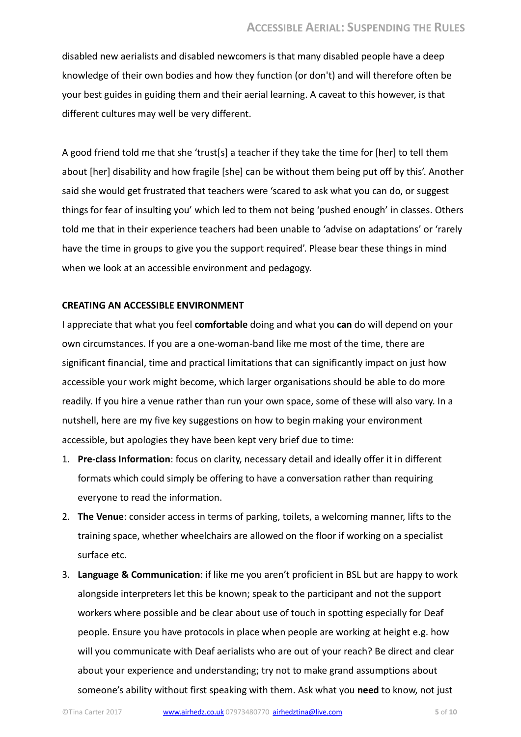disabled new aerialists and disabled newcomers is that many disabled people have a deep knowledge of their own bodies and how they function (or don't) and will therefore often be your best guides in guiding them and their aerial learning. A caveat to this however, is that different cultures may well be very different.

A good friend told me that she 'trust[s] a teacher if they take the time for [her] to tell them about [her] disability and how fragile [she] can be without them being put off by this'. Another said she would get frustrated that teachers were 'scared to ask what you can do, or suggest things for fear of insulting you' which led to them not being 'pushed enough' in classes. Others told me that in their experience teachers had been unable to 'advise on adaptations' or 'rarely have the time in groups to give you the support required'. Please bear these things in mind when we look at an accessible environment and pedagogy.

**CREATING AN ACCESSIBLE ENVIRONMENT**

I appreciate that what you feel **comfortable** doing and what you **can** do will depend on your own circumstances. If you are a one-woman-band like me most of the time, there are significant financial, time and practical limitations that can significantly impact on just how accessible your work might become, which larger organisations should be able to do more readily. If you hire a venue rather than run your own space, some of these will also vary. In a nutshell, here are my five key suggestions on how to begin making your environment accessible, but apologies they have been kept very brief due to time:

1. **Pre-class Information**: focus on clarity, necessary detail and ideally offer it in different formats which could simply be offering to have a conversation rather than requiring everyone to read the information.
2. **The Venue**: consider access in terms of parking, toilets, a welcoming manner, lifts to the training space, whether wheelchairs are allowed on the floor if working on a specialist surface etc.
3. **Language & Communication**: if like me you aren't proficient in BSL but are happy to work alongside interpreters let this be known; speak to the participant and not the support workers where possible and be clear about use of touch in spotting especially for Deaf people. Ensure you have protocols in place when people are working at height e.g. how will you communicate with Deaf aerialists who are out of your reach? Be direct and clear about your experience and understanding; try not to make grand assumptions about someone's ability without first speaking with them. Ask what you **need** to know, not just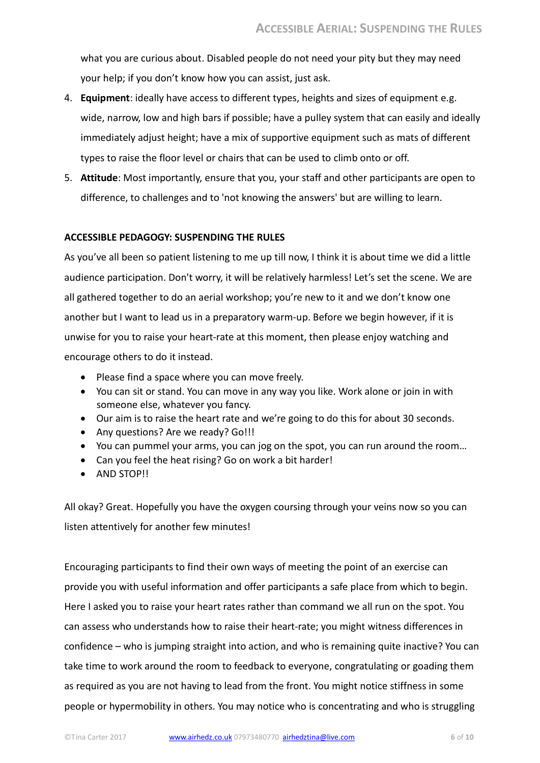what you are curious about. Disabled people do not need your pity but they may need your help; if you don't know how you can assist, just ask.

4. **Equipment**: ideally have access to different types, heights and sizes of equipment e.g. wide, narrow, low and high bars if possible; have a pulley system that can easily and ideally immediately adjust height; have a mix of supportive equipment such as mats of different types to raise the floor level or chairs that can be used to climb onto or off.
5. **Attitude**: Most importantly, ensure that you, your staff and other participants are open to difference, to challenges and to 'not knowing the answers' but are willing to learn.

**ACCESSIBLE PEDAGOGY: SUSPENDING THE RULES**

As you've all been so patient listening to me up till now, I think it is about time we did a little audience participation. Don't worry, it will be relatively harmless! Let's set the scene. We are all gathered together to do an aerial workshop; you're new to it and we don't know one another but I want to lead us in a preparatory warm-up. Before we begin however, if it is unwise for you to raise your heart-rate at this moment, then please enjoy watching and encourage others to do it instead.

- Please find a space where you can move freely.
- You can sit or stand. You can move in any way you like. Work alone or join in with someone else, whatever you fancy.
- Our aim is to raise the heart rate and we're going to do this for about 30 seconds.
- Any questions? Are we ready? Go!!!
- You can pummel your arms, you can jog on the spot, you can run around the room…
- Can you feel the heat rising? Go on work a bit harder!
- AND STOP!!

All okay? Great. Hopefully you have the oxygen coursing through your veins now so you can listen attentively for another few minutes!

Encouraging participants to find their own ways of meeting the point of an exercise can provide you with useful information and offer participants a safe place from which to begin. Here I asked you to raise your heart rates rather than command we all run on the spot. You can assess who understands how to raise their heart-rate; you might witness differences in confidence – who is jumping straight into action, and who is remaining quite inactive? You can take time to work around the room to feedback to everyone, congratulating or goading them as required as you are not having to lead from the front. You might notice stiffness in some people or hypermobility in others. You may notice who is concentrating and who is struggling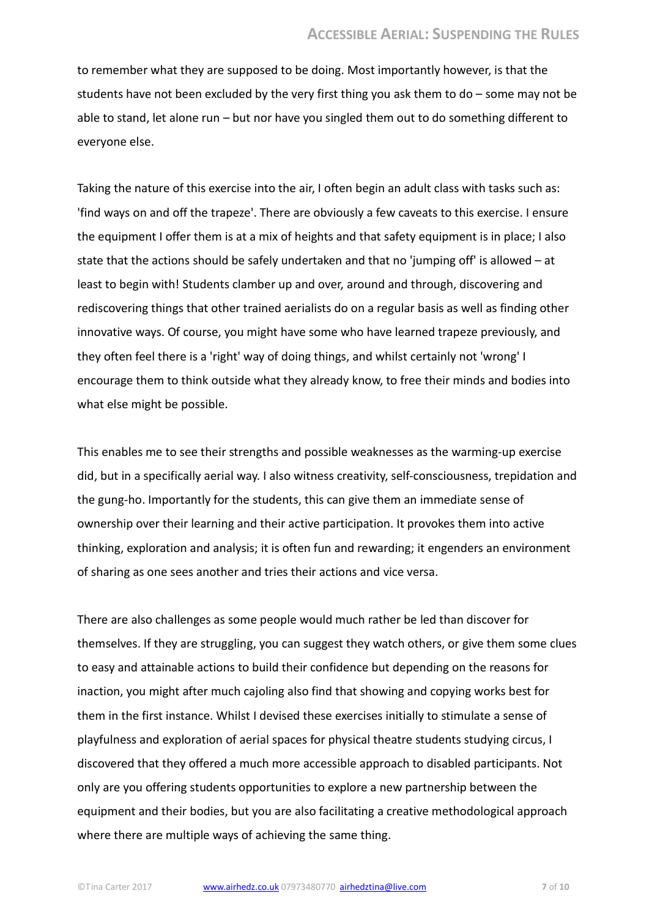to remember what they are supposed to be doing. Most importantly however, is that the students have not been excluded by the very first thing you ask them to do – some may not be able to stand, let alone run – but nor have you singled them out to do something different to everyone else.

Taking the nature of this exercise into the air, I often begin an adult class with tasks such as: 'find ways on and off the trapeze'. There are obviously a few caveats to this exercise. I ensure the equipment I offer them is at a mix of heights and that safety equipment is in place; I also state that the actions should be safely undertaken and that no 'jumping off' is allowed – at least to begin with! Students clamber up and over, around and through, discovering and rediscovering things that other trained aerialists do on a regular basis as well as finding other innovative ways. Of course, you might have some who have learned trapeze previously, and they often feel there is a 'right' way of doing things, and whilst certainly not 'wrong' I encourage them to think outside what they already know, to free their minds and bodies into what else might be possible.

This enables me to see their strengths and possible weaknesses as the warming-up exercise did, but in a specifically aerial way. I also witness creativity, self-consciousness, trepidation and the gung-ho. Importantly for the students, this can give them an immediate sense of ownership over their learning and their active participation. It provokes them into active thinking, exploration and analysis; it is often fun and rewarding; it engenders an environment of sharing as one sees another and tries their actions and vice versa.

There are also challenges as some people would much rather be led than discover for themselves. If they are struggling, you can suggest they watch others, or give them some clues to easy and attainable actions to build their confidence but depending on the reasons for inaction, you might after much cajoling also find that showing and copying works best for them in the first instance. Whilst I devised these exercises initially to stimulate a sense of playfulness and exploration of aerial spaces for physical theatre students studying circus, I discovered that they offered a much more accessible approach to disabled participants. Not only are you offering students opportunities to explore a new partnership between the equipment and their bodies, but you are also facilitating a creative methodological approach where there are multiple ways of achieving the same thing.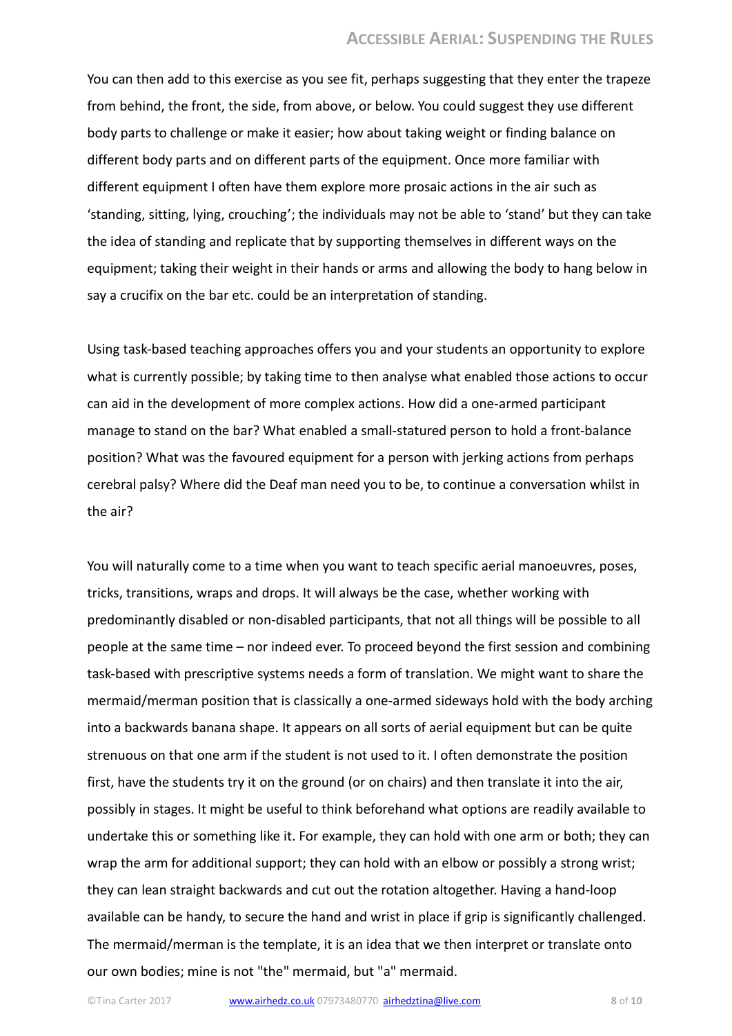You can then add to this exercise as you see fit, perhaps suggesting that they enter the trapeze from behind, the front, the side, from above, or below. You could suggest they use different body parts to challenge or make it easier; how about taking weight or finding balance on different body parts and on different parts of the equipment. Once more familiar with different equipment I often have them explore more prosaic actions in the air such as 'standing, sitting, lying, crouching'; the individuals may not be able to 'stand' but they can take the idea of standing and replicate that by supporting themselves in different ways on the equipment; taking their weight in their hands or arms and allowing the body to hang below in say a crucifix on the bar etc. could be an interpretation of standing.

Using task-based teaching approaches offers you and your students an opportunity to explore what is currently possible; by taking time to then analyse what enabled those actions to occur can aid in the development of more complex actions. How did a one-armed participant manage to stand on the bar? What enabled a small-statured person to hold a front-balance position? What was the favoured equipment for a person with jerking actions from perhaps cerebral palsy? Where did the Deaf man need you to be, to continue a conversation whilst in the air?

You will naturally come to a time when you want to teach specific aerial manoeuvres, poses, tricks, transitions, wraps and drops. It will always be the case, whether working with predominantly disabled or non-disabled participants, that not all things will be possible to all people at the same time – nor indeed ever. To proceed beyond the first session and combining task-based with prescriptive systems needs a form of translation. We might want to share the mermaid/merman position that is classically a one-armed sideways hold with the body arching into a backwards banana shape. It appears on all sorts of aerial equipment but can be quite strenuous on that one arm if the student is not used to it. I often demonstrate the position first, have the students try it on the ground (or on chairs) and then translate it into the air, possibly in stages. It might be useful to think beforehand what options are readily available to undertake this or something like it. For example, they can hold with one arm or both; they can wrap the arm for additional support; they can hold with an elbow or possibly a strong wrist; they can lean straight backwards and cut out the rotation altogether. Having a hand-loop available can be handy, to secure the hand and wrist in place if grip is significantly challenged. The mermaid/merman is the template, it is an idea that we then interpret or translate onto our own bodies; mine is not "the" mermaid, but "a" mermaid.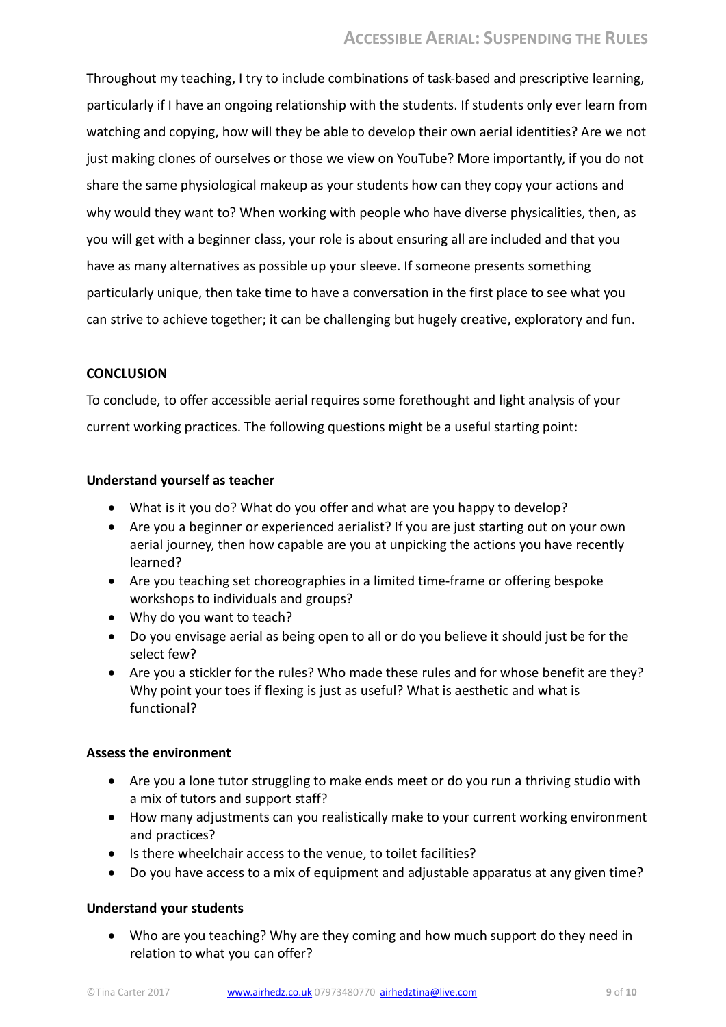Throughout my teaching, I try to include combinations of task-based and prescriptive learning, particularly if I have an ongoing relationship with the students. If students only ever learn from watching and copying, how will they be able to develop their own aerial identities? Are we not just making clones of ourselves or those we view on YouTube? More importantly, if you do not share the same physiological makeup as your students how can they copy your actions and why would they want to? When working with people who have diverse physicalities, then, as you will get with a beginner class, your role is about ensuring all are included and that you have as many alternatives as possible up your sleeve. If someone presents something particularly unique, then take time to have a conversation in the first place to see what you can strive to achieve together; it can be challenging but hugely creative, exploratory and fun.

## CONCLUSION

To conclude, to offer accessible aerial requires some forethought and light analysis of your current working practices. The following questions might be a useful starting point:

**Understand yourself as teacher**

- What is it you do? What do you offer and what are you happy to develop?
- Are you a beginner or experienced aerialist? If you are just starting out on your own aerial journey, then how capable are you at unpicking the actions you have recently learned?
- Are you teaching set choreographies in a limited time-frame or offering bespoke workshops to individuals and groups?
- Why do you want to teach?
- Do you envisage aerial as being open to all or do you believe it should just be for the select few?
- Are you a stickler for the rules? Who made these rules and for whose benefit are they? Why point your toes if flexing is just as useful? What is aesthetic and what is functional?

**Assess the environment**

- Are you a lone tutor struggling to make ends meet or do you run a thriving studio with a mix of tutors and support staff?
- How many adjustments can you realistically make to your current working environment and practices?
- Is there wheelchair access to the venue, to toilet facilities?
- Do you have access to a mix of equipment and adjustable apparatus at any given time?

**Understand your students**

- Who are you teaching? Why are they coming and how much support do they need in relation to what you can offer?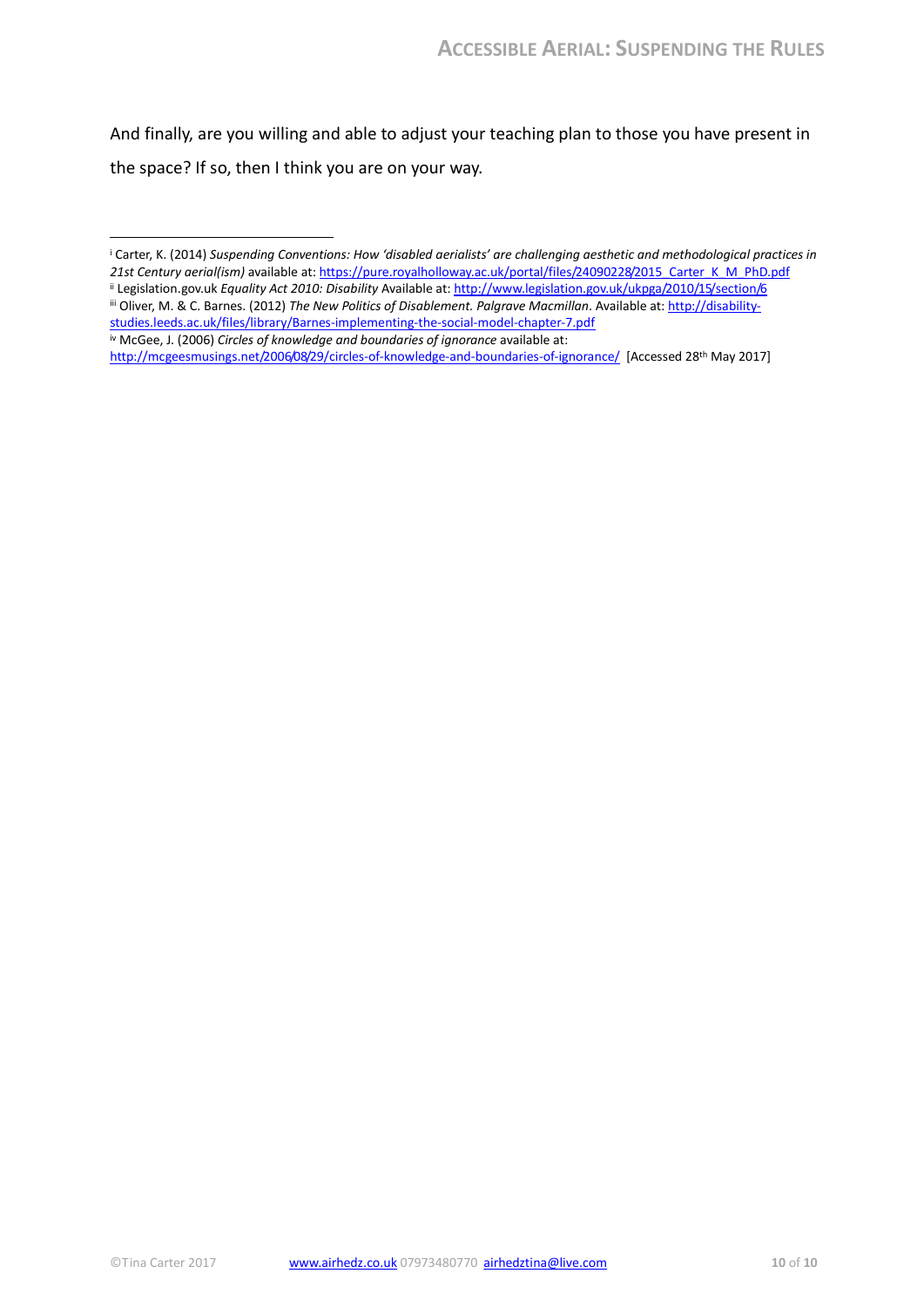And finally, are you willing and able to adjust your teaching plan to those you have present in the space? If so, then I think you are on your way.

---

[i] Carter, K. (2014) *Suspending Conventions: How 'disabled aerialists' are challenging aesthetic and methodological practices in 21st Century aerial(ism)* available at: https://pure.royalholloway.ac.uk/portal/files/24090228/2015_Carter_K_M_PhD.pdf

[ii] Legislation.gov.uk *Equality Act 2010: Disability* Available at: http://www.legislation.gov.uk/ukpga/2010/15/section/6

[iii] Oliver, M. & C. Barnes. (2012) *The New Politics of Disablement. Palgrave Macmillan*. Available at: http://disability-studies.leeds.ac.uk/files/library/Barnes-implementing-the-social-model-chapter-7.pdf

[iv] McGee, J. (2006) *Circles of knowledge and boundaries of ignorance* available at: http://mcgeesmusings.net/2006/08/29/circles-of-knowledge-and-boundaries-of-ignorance/ [Accessed 28th May 2017]